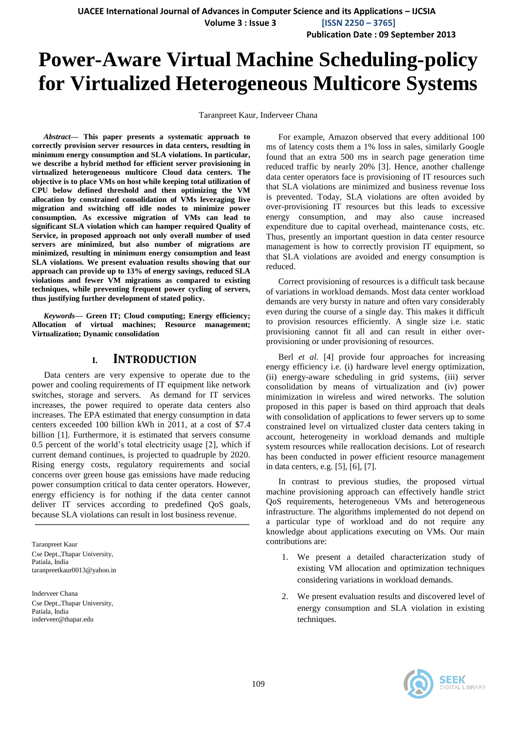# Power-Aware Virtual Machine Scheduling-policy for Virtualized Heterogeneous Multicore Systems

Taranpreet Kaur, Inderveer Chana

***Abstract*— This paper presents a systematic approach to correctly provision server resources in data centers, resulting in minimum energy consumption and SLA violations. In particular, we describe a hybrid method for efficient server provisioning in virtualized heterogeneous multicore Cloud data centers. The objective is to place VMs on host while keeping total utilization of CPU below defined threshold and then optimizing the VM allocation by constrained consolidation of VMs leveraging live migration and switching off idle nodes to minimize power consumption. As excessive migration of VMs can lead to significant SLA violation which can hamper required Quality of Service, in proposed approach not only overall number of used servers are minimized, but also number of migrations are minimized, resulting in minimum energy consumption and least SLA violations. We present evaluation results showing that our approach can provide up to 13% of energy savings, reduced SLA violations and fewer VM migrations as compared to existing techniques, while preventing frequent power cycling of servers, thus justifying further development of stated policy.**

***Keywords*— Green IT; Cloud computing; Energy efficiency; Allocation of virtual machines; Resource management; Virtualization; Dynamic consolidation**

## I. INTRODUCTION

Data centers are very expensive to operate due to the power and cooling requirements of IT equipment like network switches, storage and servers. As demand for IT services increases, the power required to operate data centers also increases. The EPA estimated that energy consumption in data centers exceeded 100 billion kWh in 2011, at a cost of $7.4 billion [1]. Furthermore, it is estimated that servers consume 0.5 percent of the world's total electricity usage [2], which if current demand continues, is projected to quadruple by 2020. Rising energy costs, regulatory requirements and social concerns over green house gas emissions have made reducing power consumption critical to data center operators. However, energy efficiency is for nothing if the data center cannot deliver IT services according to predefined QoS goals, because SLA violations can result in lost business revenue.

For example, Amazon observed that every additional 100 ms of latency costs them a 1% loss in sales, similarly Google found that an extra 500 ms in search page generation time reduced traffic by nearly 20% [3]. Hence, another challenge data center operators face is provisioning of IT resources such that SLA violations are minimized and business revenue loss is prevented. Today, SLA violations are often avoided by over-provisioning IT resources but this leads to excessive energy consumption, and may also cause increased expenditure due to capital overhead, maintenance costs, etc. Thus, presently an important question in data center resource management is how to correctly provision IT equipment, so that SLA violations are avoided and energy consumption is reduced.

Correct provisioning of resources is a difficult task because of variations in workload demands. Most data center workload demands are very bursty in nature and often vary considerably even during the course of a single day. This makes it difficult to provision resources efficiently. A single size i.e. static provisioning cannot fit all and can result in either over-provisioning or under provisioning of resources.

Berl *et al.* [4] provide four approaches for increasing energy efficiency i.e. (i) hardware level energy optimization, (ii) energy-aware scheduling in grid systems, (iii) server consolidation by means of virtualization and (iv) power minimization in wireless and wired networks. The solution proposed in this paper is based on third approach that deals with consolidation of applications to fewer servers up to some constrained level on virtualized cluster data centers taking in account, heterogeneity in workload demands and multiple system resources while reallocation decisions. Lot of research has been conducted in power efficient resource management in data centers, e.g. [5], [6], [7].

In contrast to previous studies, the proposed virtual machine provisioning approach can effectively handle strict QoS requirements, heterogeneous VMs and heterogeneous infrastructure. The algorithms implemented do not depend on a particular type of workload and do not require any knowledge about applications executing on VMs. Our main contributions are:

1. We present a detailed characterization study of existing VM allocation and optimization techniques considering variations in workload demands.
2. We present evaluation results and discovered level of energy consumption and SLA violation in existing techniques.

---

Taranpreet Kaur
Cse Dept.,Thapar University,
Patiala, India
taranpreetkaur0013@yahoo.in

Inderveer Chana
Cse Dept.,Thapar University,
Patiala, India
inderveer@thapar.edu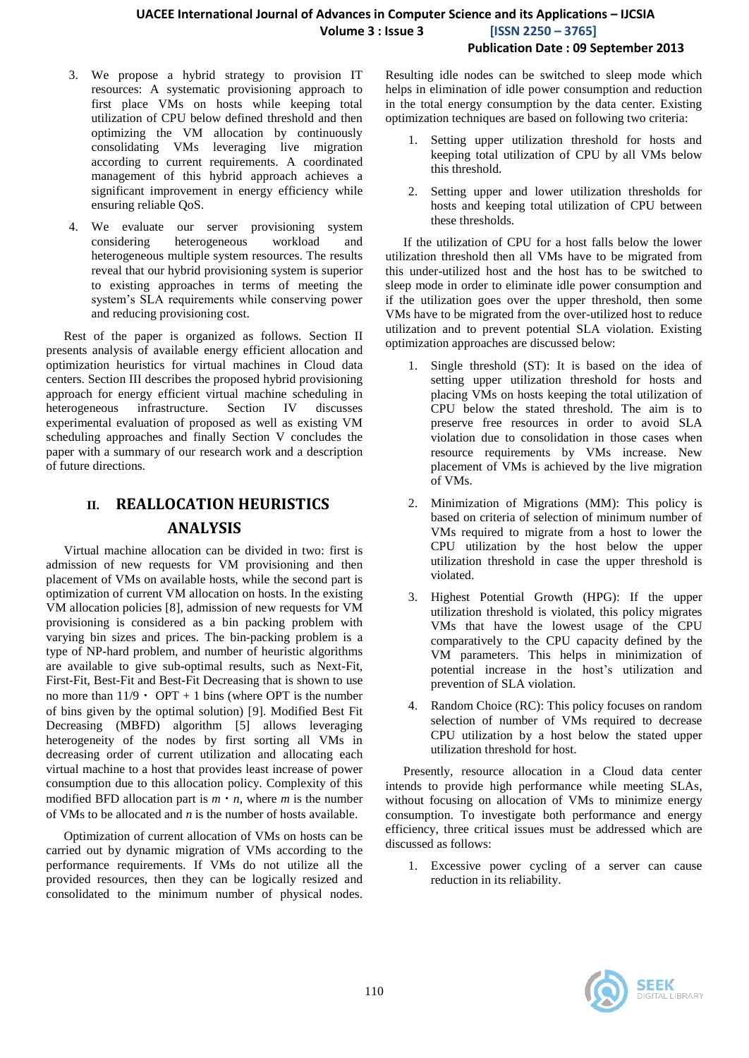3. We propose a hybrid strategy to provision IT resources: A systematic provisioning approach to first place VMs on hosts while keeping total utilization of CPU below defined threshold and then optimizing the VM allocation by continuously consolidating VMs leveraging live migration according to current requirements. A coordinated management of this hybrid approach achieves a significant improvement in energy efficiency while ensuring reliable QoS.

4. We evaluate our server provisioning system considering heterogeneous workload and heterogeneous multiple system resources. The results reveal that our hybrid provisioning system is superior to existing approaches in terms of meeting the system's SLA requirements while conserving power and reducing provisioning cost.

Rest of the paper is organized as follows. Section II presents analysis of available energy efficient allocation and optimization heuristics for virtual machines in Cloud data centers. Section III describes the proposed hybrid provisioning approach for energy efficient virtual machine scheduling in heterogeneous infrastructure. Section IV discusses experimental evaluation of proposed as well as existing VM scheduling approaches and finally Section V concludes the paper with a summary of our research work and a description of future directions.

## II. REALLOCATION HEURISTICS ANALYSIS

Virtual machine allocation can be divided in two: first is admission of new requests for VM provisioning and then placement of VMs on available hosts, while the second part is optimization of current VM allocation on hosts. In the existing VM allocation policies [8], admission of new requests for VM provisioning is considered as a bin packing problem with varying bin sizes and prices. The bin-packing problem is a type of NP-hard problem, and number of heuristic algorithms are available to give sub-optimal results, such as Next-Fit, First-Fit, Best-Fit and Best-Fit Decreasing that is shown to use no more than $11/9 \cdot OPT + 1$ bins (where OPT is the number of bins given by the optimal solution) [9]. Modified Best Fit Decreasing (MBFD) algorithm [5] allows leveraging heterogeneity of the nodes by first sorting all VMs in decreasing order of current utilization and allocating each virtual machine to a host that provides least increase of power consumption due to this allocation policy. Complexity of this modified BFD allocation part is $m \cdot n$, where $m$ is the number of VMs to be allocated and $n$ is the number of hosts available.

Optimization of current allocation of VMs on hosts can be carried out by dynamic migration of VMs according to the performance requirements. If VMs do not utilize all the provided resources, then they can be logically resized and consolidated to the minimum number of physical nodes. Resulting idle nodes can be switched to sleep mode which helps in elimination of idle power consumption and reduction in the total energy consumption by the data center. Existing optimization techniques are based on following two criteria:

1. Setting upper utilization threshold for hosts and keeping total utilization of CPU by all VMs below this threshold.

2. Setting upper and lower utilization thresholds for hosts and keeping total utilization of CPU between these thresholds.

If the utilization of CPU for a host falls below the lower utilization threshold then all VMs have to be migrated from this under-utilized host and the host has to be switched to sleep mode in order to eliminate idle power consumption and if the utilization goes over the upper threshold, then some VMs have to be migrated from the over-utilized host to reduce utilization and to prevent potential SLA violation. Existing optimization approaches are discussed below:

1. Single threshold (ST): It is based on the idea of setting upper utilization threshold for hosts and placing VMs on hosts keeping the total utilization of CPU below the stated threshold. The aim is to preserve free resources in order to avoid SLA violation due to consolidation in those cases when resource requirements by VMs increase. New placement of VMs is achieved by the live migration of VMs.

2. Minimization of Migrations (MM): This policy is based on criteria of selection of minimum number of VMs required to migrate from a host to lower the CPU utilization by the host below the upper utilization threshold in case the upper threshold is violated.

3. Highest Potential Growth (HPG): If the upper utilization threshold is violated, this policy migrates VMs that have the lowest usage of the CPU comparatively to the CPU capacity defined by the VM parameters. This helps in minimization of potential increase in the host's utilization and prevention of SLA violation.

4. Random Choice (RC): This policy focuses on random selection of number of VMs required to decrease CPU utilization by a host below the stated upper utilization threshold for host.

Presently, resource allocation in a Cloud data center intends to provide high performance while meeting SLAs, without focusing on allocation of VMs to minimize energy consumption. To investigate both performance and energy efficiency, three critical issues must be addressed which are discussed as follows:

1. Excessive power cycling of a server can cause reduction in its reliability.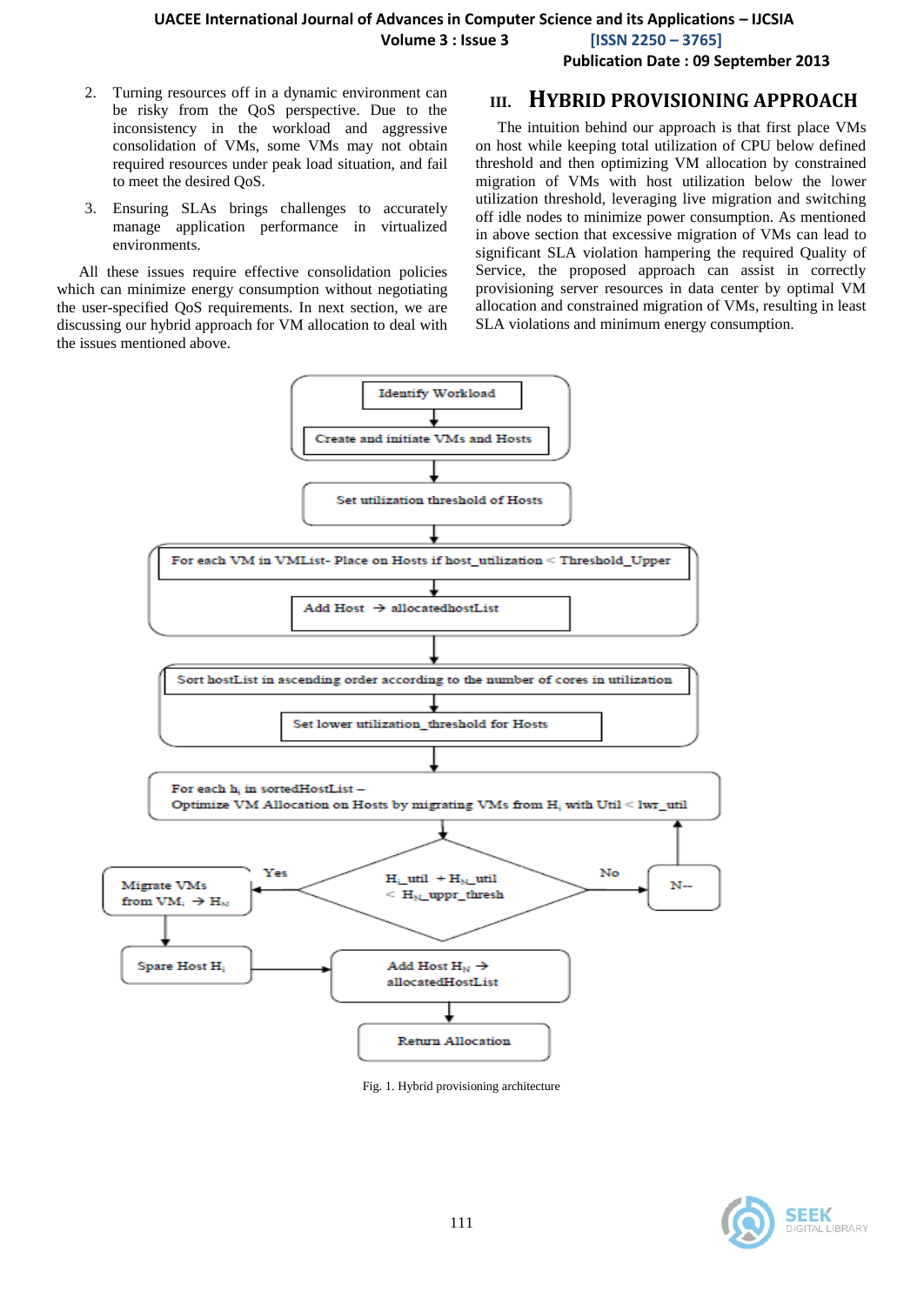2. Turning resources off in a dynamic environment can be risky from the QoS perspective. Due to the inconsistency in the workload and aggressive consolidation of VMs, some VMs may not obtain required resources under peak load situation, and fail to meet the desired QoS.
3. Ensuring SLAs brings challenges to accurately manage application performance in virtualized environments.

All these issues require effective consolidation policies which can minimize energy consumption without negotiating the user-specified QoS requirements. In next section, we are discussing our hybrid approach for VM allocation to deal with the issues mentioned above.

## III. HYBRID PROVISIONING APPROACH

The intuition behind our approach is that first place VMs on host while keeping total utilization of CPU below defined threshold and then optimizing VM allocation by constrained migration of VMs with host utilization below the lower utilization threshold, leveraging live migration and switching off idle nodes to minimize power consumption. As mentioned in above section that excessive migration of VMs can lead to significant SLA violation hampering the required Quality of Service, the proposed approach can assist in correctly provisioning server resources in data center by optimal VM allocation and constrained migration of VMs, resulting in least SLA violations and minimum energy consumption.

Fig. 1. Hybrid provisioning architecture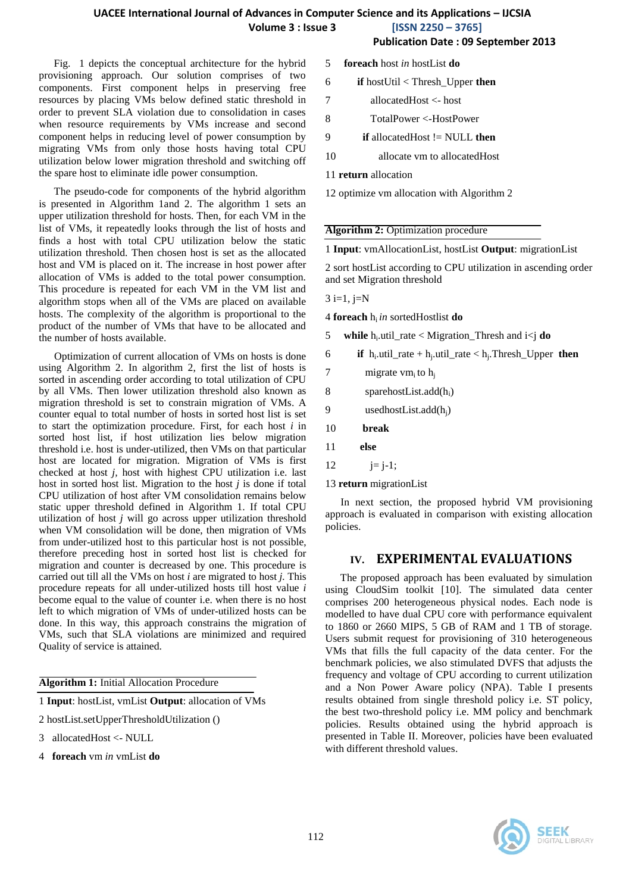Fig. 1 depicts the conceptual architecture for the hybrid provisioning approach. Our solution comprises of two components. First component helps in preserving free resources by placing VMs below defined static threshold in order to prevent SLA violation due to consolidation in cases when resource requirements by VMs increase and second component helps in reducing level of power consumption by migrating VMs from only those hosts having total CPU utilization below lower migration threshold and switching off the spare host to eliminate idle power consumption.

The pseudo-code for components of the hybrid algorithm is presented in Algorithm 1and 2. The algorithm 1 sets an upper utilization threshold for hosts. Then, for each VM in the list of VMs, it repeatedly looks through the list of hosts and finds a host with total CPU utilization below the static utilization threshold. Then chosen host is set as the allocated host and VM is placed on it. The increase in host power after allocation of VMs is added to the total power consumption. This procedure is repeated for each VM in the VM list and algorithm stops when all of the VMs are placed on available hosts. The complexity of the algorithm is proportional to the product of the number of VMs that have to be allocated and the number of hosts available.

Optimization of current allocation of VMs on hosts is done using Algorithm 2. In algorithm 2, first the list of hosts is sorted in ascending order according to total utilization of CPU by all VMs. Then lower utilization threshold also known as migration threshold is set to constrain migration of VMs. A counter equal to total number of hosts in sorted host list is set to start the optimization procedure. First, for each host *i* in sorted host list, if host utilization lies below migration threshold i.e. host is under-utilized, then VMs on that particular host are located for migration. Migration of VMs is first checked at host *j*, host with highest CPU utilization i.e. last host in sorted host list. Migration to the host *j* is done if total CPU utilization of host after VM consolidation remains below static upper threshold defined in Algorithm 1. If total CPU utilization of host *j* will go across upper utilization threshold when VM consolidation will be done, then migration of VMs from under-utilized host to this particular host is not possible, therefore preceding host in sorted host list is checked for migration and counter is decreased by one. This procedure is carried out till all the VMs on host *i* are migrated to host *j*. This procedure repeats for all under-utilized hosts till host value *i* become equal to the value of counter i.e. when there is no host left to which migration of VMs of under-utilized hosts can be done. In this way, this approach constrains the migration of VMs, such that SLA violations are minimized and required Quality of service is attained.

**Algorithm 1:** Initial Allocation Procedure

1 **Input**: hostList, vmList **Output**: allocation of VMs

2 hostList.setUpperThresholdUtilization ()

3 allocatedHost <- NULL

4 **foreach** vm *in* vmList **do**

5 **foreach** host *in* hostList **do**

6 **if** hostUtil < Thresh_Upper **then**

7 allocatedHost <- host

8 TotalPower <-HostPower

9 **if** allocatedHost != NULL **then**

10 allocate vm to allocatedHost

11 **return** allocation

12 optimize vm allocation with Algorithm 2

**Algorithm 2:** Optimization procedure

1 **Input**: vmAllocationList, hostList **Output**: migrationList

2 sort hostList according to CPU utilization in ascending order and set Migration threshold

3 i=1, j=N

4 **foreach** $h_i$ *in* sortedHostlist **do**

5 **while** $h_i$.util_rate < Migration_Thresh and i<j **do**

6 **if** $h_i$.util_rate + $h_j$.util_rate < $h_j$.Thresh_Upper **then**

7 migrate $vm_i$ to $h_j$

8 sparehostList.add($h_i$)

9 usedhostList.add($h_j$)

10 **break**

11 **else**

12 j= j-1;

13 **return** migrationList

In next section, the proposed hybrid VM provisioning approach is evaluated in comparison with existing allocation policies.

# IV. EXPERIMENTAL EVALUATIONS

The proposed approach has been evaluated by simulation using CloudSim toolkit [10]. The simulated data center comprises 200 heterogeneous physical nodes. Each node is modelled to have dual CPU core with performance equivalent to 1860 or 2660 MIPS, 5 GB of RAM and 1 TB of storage. Users submit request for provisioning of 310 heterogeneous VMs that fills the full capacity of the data center. For the benchmark policies, we also stimulated DVFS that adjusts the frequency and voltage of CPU according to current utilization and a Non Power Aware policy (NPA). Table I presents results obtained from single threshold policy i.e. ST policy, the best two-threshold policy i.e. MM policy and benchmark policies. Results obtained using the hybrid approach is presented in Table II. Moreover, policies have been evaluated with different threshold values.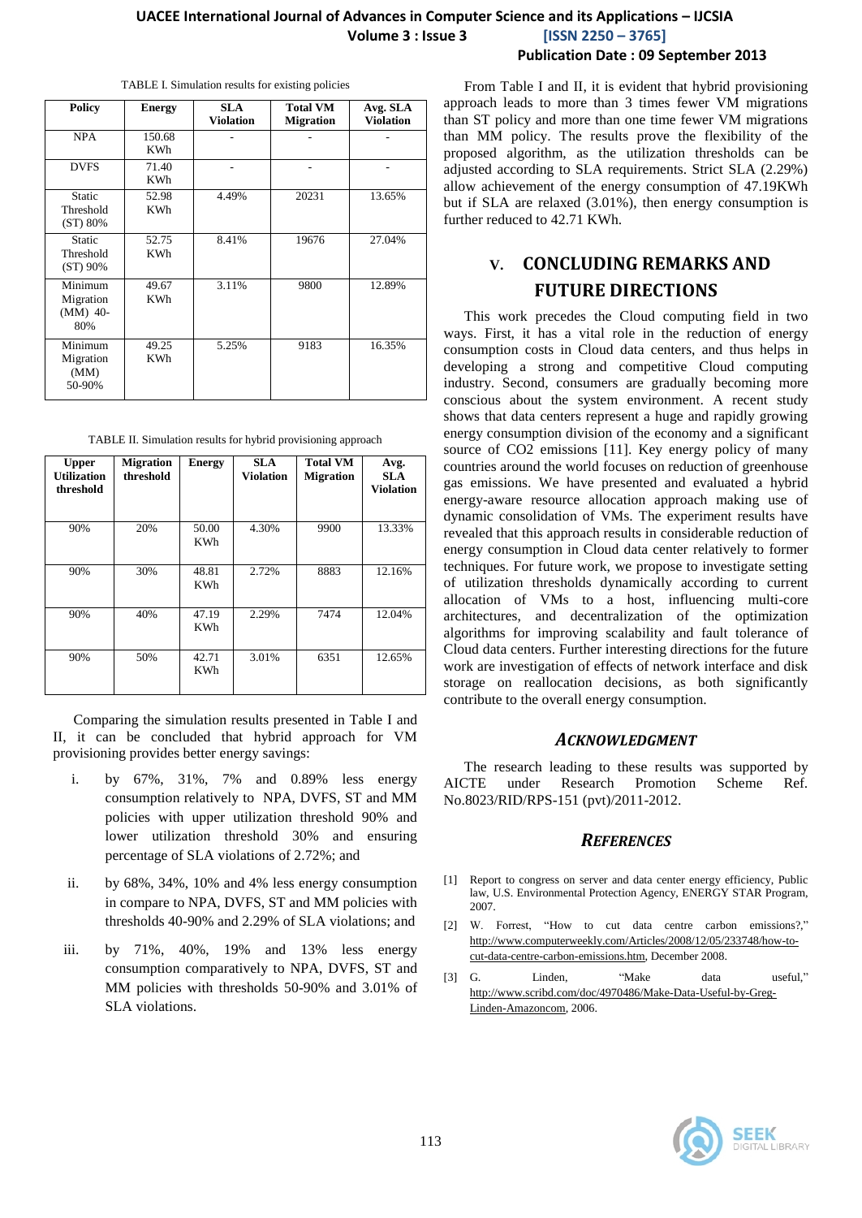TABLE I. Simulation results for existing policies

| Policy | Energy | SLA Violation | Total VM Migration | Avg. SLA Violation |
|---|---|---|---|---|
| NPA | 150.68 KWh | - | - | - |
| DVFS | 71.40 KWh | - | - | - |
| Static Threshold (ST) 80% | 52.98 KWh | 4.49% | 20231 | 13.65% |
| Static Threshold (ST) 90% | 52.75 KWh | 8.41% | 19676 | 27.04% |
| Minimum Migration (MM) 40-80% | 49.67 KWh | 3.11% | 9800 | 12.89% |
| Minimum Migration (MM) 50-90% | 49.25 KWh | 5.25% | 9183 | 16.35% |

TABLE II. Simulation results for hybrid provisioning approach

| Upper Utilization threshold | Migration threshold | Energy | SLA Violation | Total VM Migration | Avg. SLA Violation |
|---|---|---|---|---|---|
| 90% | 20% | 50.00 KWh | 4.30% | 9900 | 13.33% |
| 90% | 30% | 48.81 KWh | 2.72% | 8883 | 12.16% |
| 90% | 40% | 47.19 KWh | 2.29% | 7474 | 12.04% |
| 90% | 50% | 42.71 KWh | 3.01% | 6351 | 12.65% |

Comparing the simulation results presented in Table I and II, it can be concluded that hybrid approach for VM provisioning provides better energy savings:

i. by 67%, 31%, 7% and 0.89% less energy consumption relatively to NPA, DVFS, ST and MM policies with upper utilization threshold 90% and lower utilization threshold 30% and ensuring percentage of SLA violations of 2.72%; and

ii. by 68%, 34%, 10% and 4% less energy consumption in compare to NPA, DVFS, ST and MM policies with thresholds 40-90% and 2.29% of SLA violations; and

iii. by 71%, 40%, 19% and 13% less energy consumption comparatively to NPA, DVFS, ST and MM policies with thresholds 50-90% and 3.01% of SLA violations.

From Table I and II, it is evident that hybrid provisioning approach leads to more than 3 times fewer VM migrations than ST policy and more than one time fewer VM migrations than MM policy. The results prove the flexibility of the proposed algorithm, as the utilization thresholds can be adjusted according to SLA requirements. Strict SLA (2.29%) allow achievement of the energy consumption of 47.19KWh but if SLA are relaxed (3.01%), then energy consumption is further reduced to 42.71 KWh.

## V. CONCLUDING REMARKS AND FUTURE DIRECTIONS

This work precedes the Cloud computing field in two ways. First, it has a vital role in the reduction of energy consumption costs in Cloud data centers, and thus helps in developing a strong and competitive Cloud computing industry. Second, consumers are gradually becoming more conscious about the system environment. A recent study shows that data centers represent a huge and rapidly growing energy consumption division of the economy and a significant source of $CO_2$ emissions [11]. Key energy policy of many countries around the world focuses on reduction of greenhouse gas emissions. We have presented and evaluated a hybrid energy-aware resource allocation approach making use of dynamic consolidation of VMs. The experiment results have revealed that this approach results in considerable reduction of energy consumption in Cloud data center relatively to former techniques. For future work, we propose to investigate setting of utilization thresholds dynamically according to current allocation of VMs to a host, influencing multi-core architectures, and decentralization of the optimization algorithms for improving scalability and fault tolerance of Cloud data centers. Further interesting directions for the future work are investigation of effects of network interface and disk storage on reallocation decisions, as both significantly contribute to the overall energy consumption.

## *ACKNOWLEDGMENT*

The research leading to these results was supported by AICTE under Research Promotion Scheme Ref. No.8023/RID/RPS-151 (pvt)/2011-2012.

## *REFERENCES*

[1] Report to congress on server and data center energy efficiency, Public law, U.S. Environmental Protection Agency, ENERGY STAR Program, 2007.

[2] W. Forrest, "How to cut data centre carbon emissions?," http://www.computerweekly.com/Articles/2008/12/05/233748/how-to-cut-data-centre-carbon-emissions.htm, December 2008.

[3] G. Linden, "Make data useful," http://www.scribd.com/doc/4970486/Make-Data-Useful-by-Greg-Linden-Amazoncom, 2006.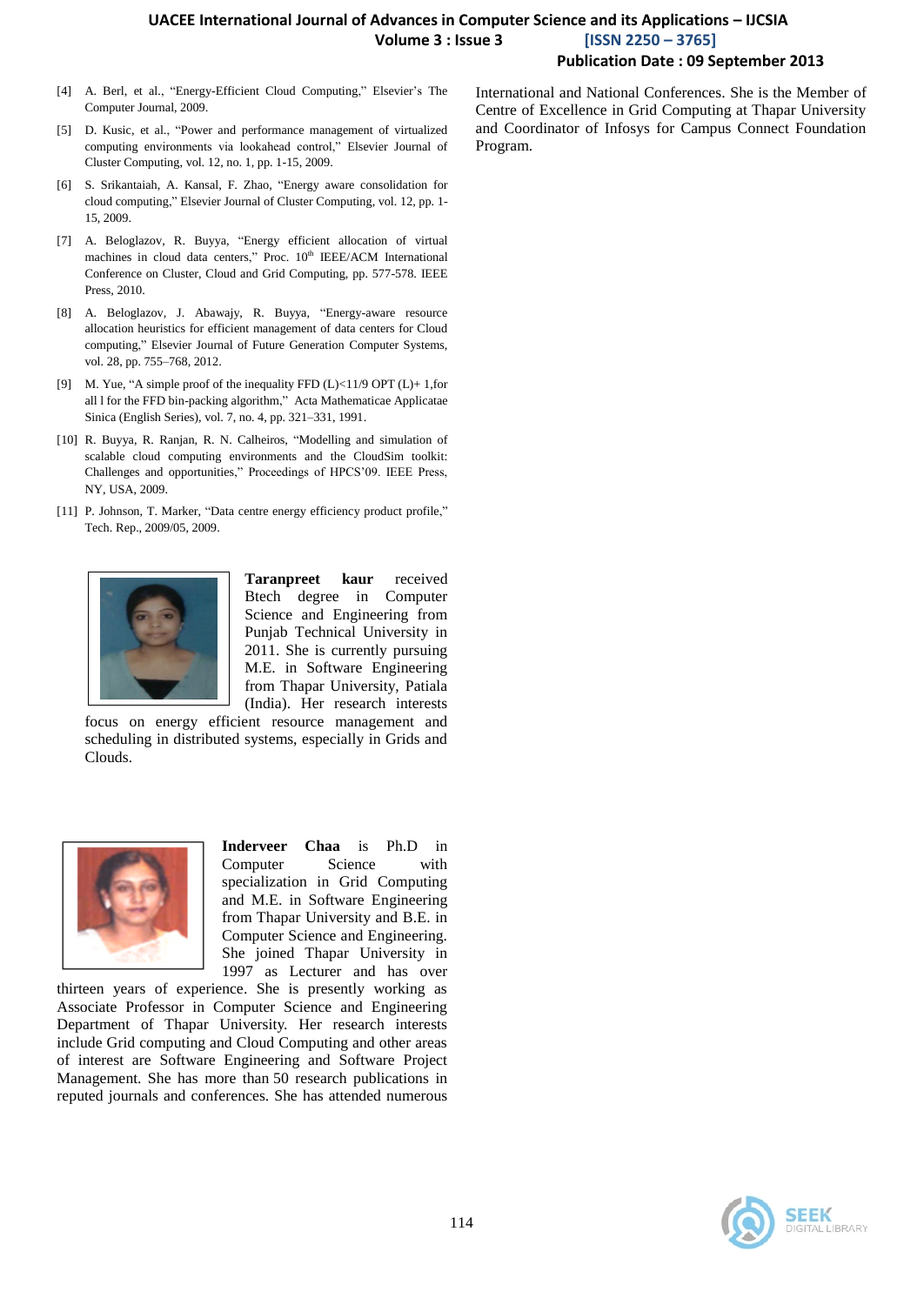[4] A. Berl, et al., "Energy-Efficient Cloud Computing," Elsevier's The Computer Journal, 2009.

[5] D. Kusic, et al., "Power and performance management of virtualized computing environments via lookahead control," Elsevier Journal of Cluster Computing, vol. 12, no. 1, pp. 1-15, 2009.

[6] S. Srikantaiah, A. Kansal, F. Zhao, "Energy aware consolidation for cloud computing," Elsevier Journal of Cluster Computing, vol. 12, pp. 1-15, 2009.

[7] A. Beloglazov, R. Buyya, "Energy efficient allocation of virtual machines in cloud data centers," Proc. 10th IEEE/ACM International Conference on Cluster, Cloud and Grid Computing, pp. 577-578. IEEE Press, 2010.

[8] A. Beloglazov, J. Abawajy, R. Buyya, "Energy-aware resource allocation heuristics for efficient management of data centers for Cloud computing," Elsevier Journal of Future Generation Computer Systems, vol. 28, pp. 755–768, 2012.

[9] M. Yue, "A simple proof of the inequality FFD (L)<11/9 OPT (L)+ 1,for all l for the FFD bin-packing algorithm," Acta Mathematicae Applicatae Sinica (English Series), vol. 7, no. 4, pp. 321–331, 1991.

[10] R. Buyya, R. Ranjan, R. N. Calheiros, "Modelling and simulation of scalable cloud computing environments and the CloudSim toolkit: Challenges and opportunities," Proceedings of HPCS'09. IEEE Press, NY, USA, 2009.

[11] P. Johnson, T. Marker, "Data centre energy efficiency product profile," Tech. Rep., 2009/05, 2009.

**Taranpreet kaur** received Btech degree in Computer Science and Engineering from Punjab Technical University in 2011. She is currently pursuing M.E. in Software Engineering from Thapar University, Patiala (India). Her research interests focus on energy efficient resource management and scheduling in distributed systems, especially in Grids and Clouds.

**Inderveer Chaa** is Ph.D in Computer Science with specialization in Grid Computing and M.E. in Software Engineering from Thapar University and B.E. in Computer Science and Engineering. She joined Thapar University in 1997 as Lecturer and has over thirteen years of experience. She is presently working as Associate Professor in Computer Science and Engineering Department of Thapar University. Her research interests include Grid computing and Cloud Computing and other areas of interest are Software Engineering and Software Project Management. She has more than 50 research publications in reputed journals and conferences. She has attended numerous International and National Conferences. She is the Member of Centre of Excellence in Grid Computing at Thapar University and Coordinator of Infosys for Campus Connect Foundation Program.